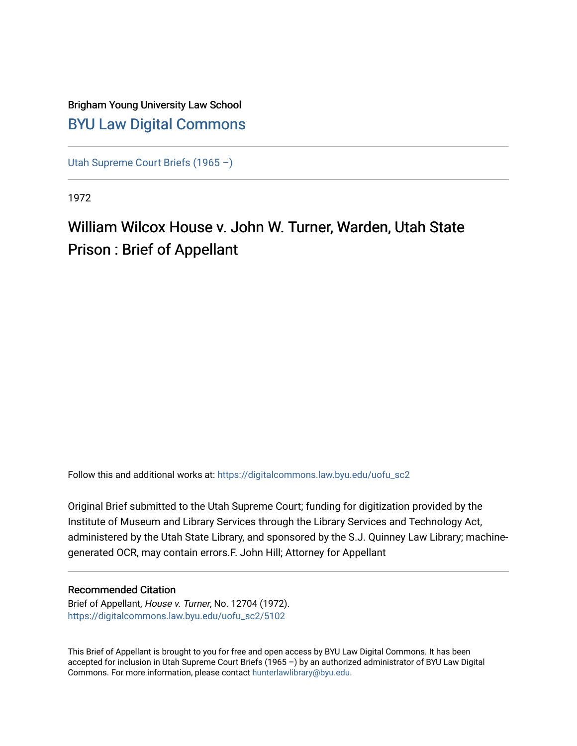Brigham Young University Law School

[BYU Law Digital Commons](https://digitalcommons.law.byu.edu)

---

[Utah Supreme Court Briefs (1965 –)](https://digitalcommons.law.byu.edu/uofu_sc2)

---

1972

# William Wilcox House v. John W. Turner, Warden, Utah State Prison : Brief of Appellant

Follow this and additional works at: https://digitalcommons.law.byu.edu/uofu_sc2

Original Brief submitted to the Utah Supreme Court; funding for digitization provided by the Institute of Museum and Library Services through the Library Services and Technology Act, administered by the Utah State Library, and sponsored by the S.J. Quinney Law Library; machine-generated OCR, may contain errors.F. John Hill; Attorney for Appellant

---

### Recommended Citation

Brief of Appellant, *House v. Turner*, No. 12704 (1972).
https://digitalcommons.law.byu.edu/uofu_sc2/5102

---

This Brief of Appellant is brought to you for free and open access by BYU Law Digital Commons. It has been accepted for inclusion in Utah Supreme Court Briefs (1965 –) by an authorized administrator of BYU Law Digital Commons. For more information, please contact hunterlawlibrary@byu.edu.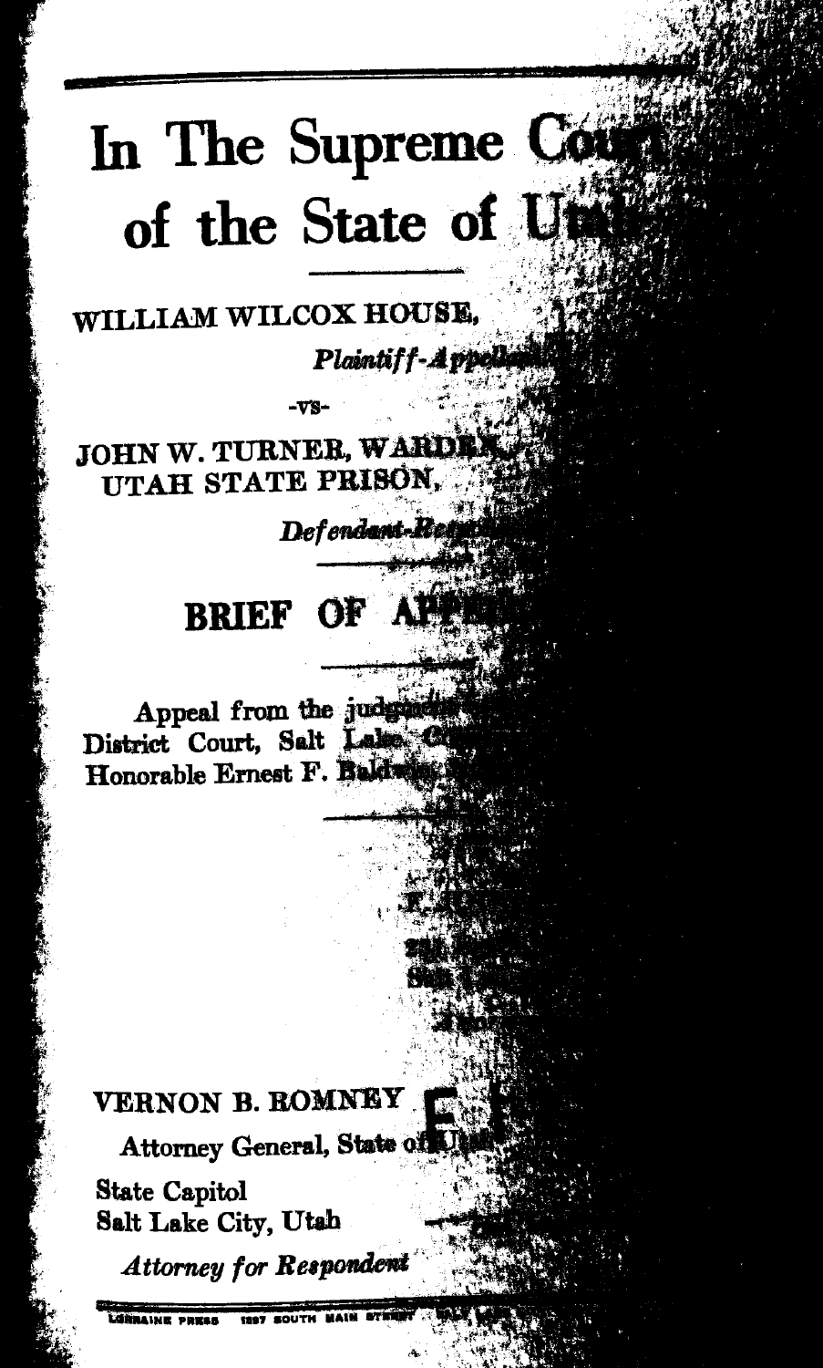# In The Supreme Cou
# of the State of U

WILLIAM WILCOX HOUSE,

*Plaintiff-Appell*

-vs-

JOHN W. TURNER, WARDE
UTAH STATE PRISON,

*Defendant-Re*

## BRIEF OF A

Appeal from the judg
District Court, Salt Lake
Honorable Ernest F. Bald

VERNON B. ROMNEY

Attorney General, State of U

State Capitol
Salt Lake City, Utah

*Attorney for Respondent*

LORRAINE PRESS 1297 SOUTH MAIN STREET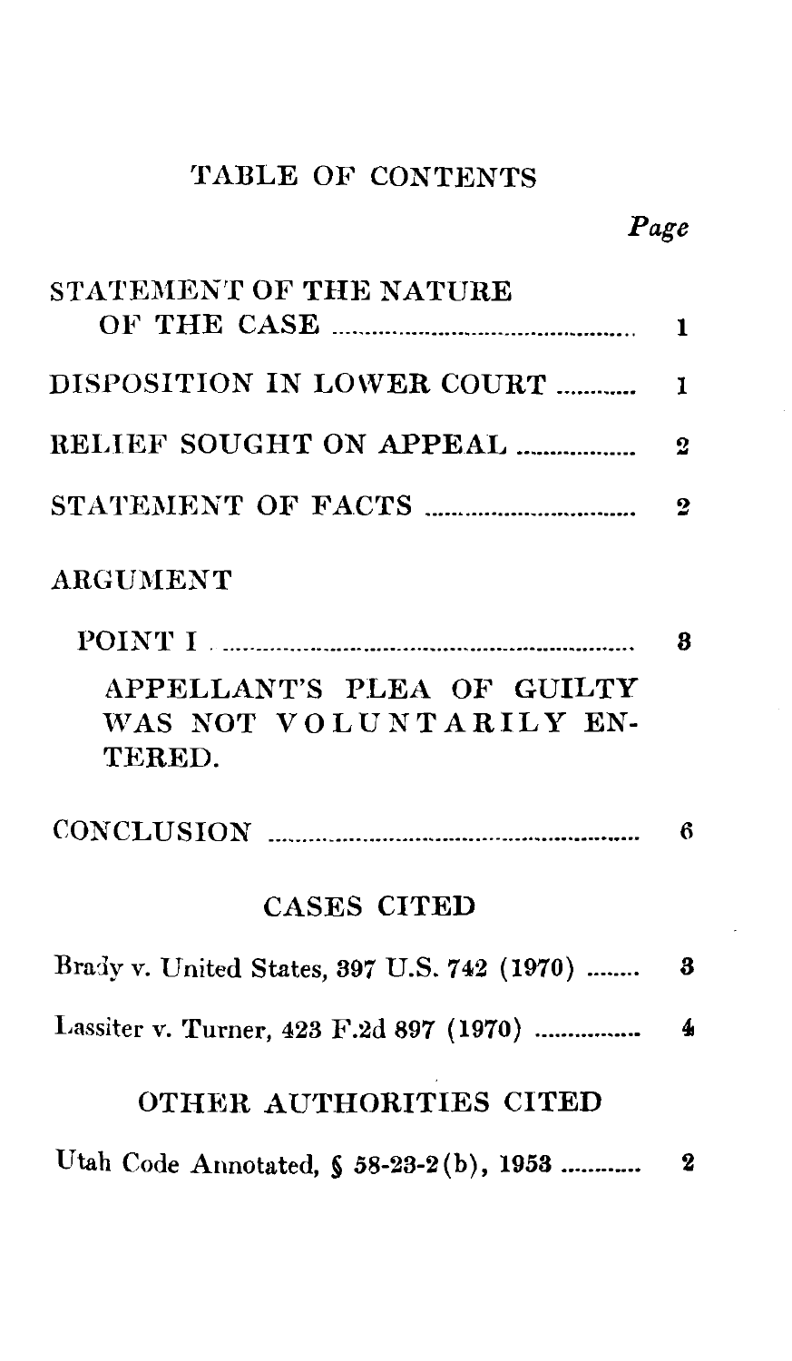# TABLE OF CONTENTS

| | Page |
|---|---|
| STATEMENT OF THE NATURE OF THE CASE | 1 |
| DISPOSITION IN LOWER COURT | 1 |
| RELIEF SOUGHT ON APPEAL | 2 |
| STATEMENT OF FACTS | 2 |
| ARGUMENT | |
| POINT I | 3 |
| APPELLANT'S PLEA OF GUILTY WAS NOT VOLUNTARILY ENTERED. | |
| CONCLUSION | 6 |

## CASES CITED

| | |
|---|---|
| Brady v. United States, 397 U.S. 742 (1970) | 3 |
| Lassiter v. Turner, 423 F.2d 897 (1970) | 4 |

## OTHER AUTHORITIES CITED

| | |
|---|---|
| Utah Code Annotated, § 58-23-2(b), 1953 | 2 |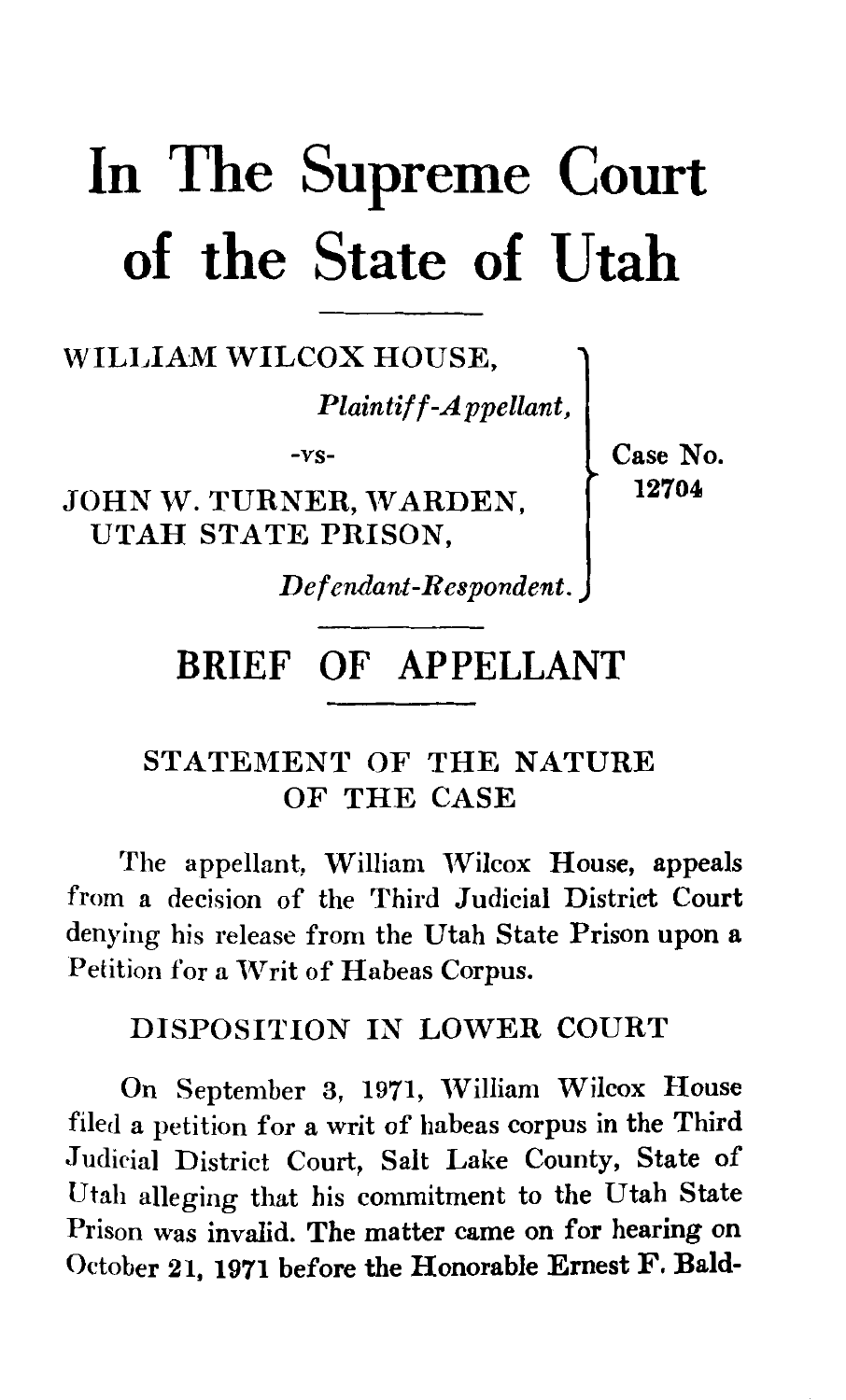# In The Supreme Court of the State of Utah

WILLIAM WILCOX HOUSE,

*Plaintiff-Appellant,*

-vs-

JOHN W. TURNER, WARDEN, UTAH STATE PRISON,

*Defendant-Respondent.*

Case No. 12704

## BRIEF OF APPELLANT

### STATEMENT OF THE NATURE OF THE CASE

The appellant, William Wilcox House, appeals from a decision of the Third Judicial District Court denying his release from the Utah State Prison upon a Petition for a Writ of Habeas Corpus.

### DISPOSITION IN LOWER COURT

On September 3, 1971, William Wilcox House filed a petition for a writ of habeas corpus in the Third Judicial District Court, Salt Lake County, State of Utah alleging that his commitment to the Utah State Prison was invalid. The matter came on for hearing on October 21, 1971 before the Honorable Ernest F. Bald-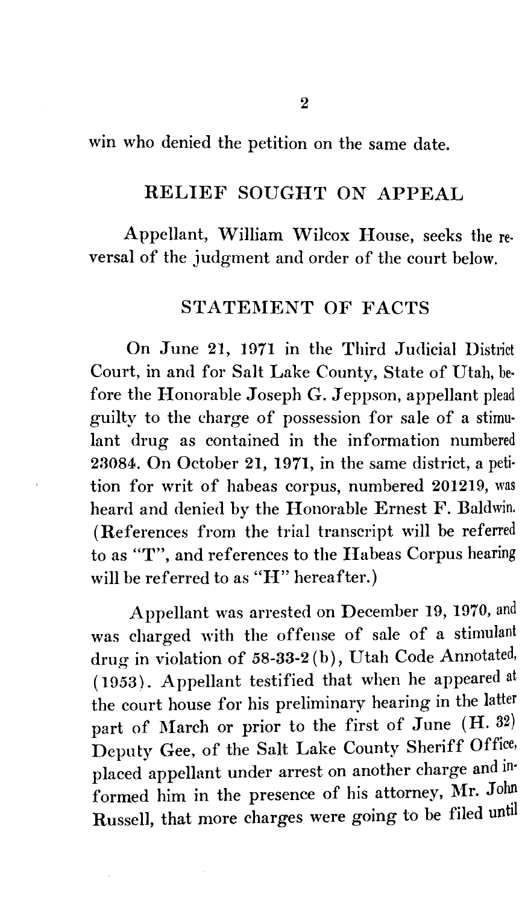win who denied the petition on the same date.

## RELIEF SOUGHT ON APPEAL

Appellant, William Wilcox House, seeks the reversal of the judgment and order of the court below.

## STATEMENT OF FACTS

On June 21, 1971 in the Third Judicial District Court, in and for Salt Lake County, State of Utah, before the Honorable Joseph G. Jeppson, appellant plead guilty to the charge of possession for sale of a stimulant drug as contained in the information numbered 23084. On October 21, 1971, in the same district, a petition for writ of habeas corpus, numbered 201219, was heard and denied by the Honorable Ernest F. Baldwin. (References from the trial transcript will be referred to as "T", and references to the Habeas Corpus hearing will be referred to as "H" hereafter.)

Appellant was arrested on December 19, 1970, and was charged with the offense of sale of a stimulant drug in violation of 58-33-2(b), Utah Code Annotated, (1953). Appellant testified that when he appeared at the court house for his preliminary hearing in the latter part of March or prior to the first of June (H. 32) Deputy Gee, of the Salt Lake County Sheriff Office, placed appellant under arrest on another charge and informed him in the presence of his attorney, Mr. John Russell, that more charges were going to be filed until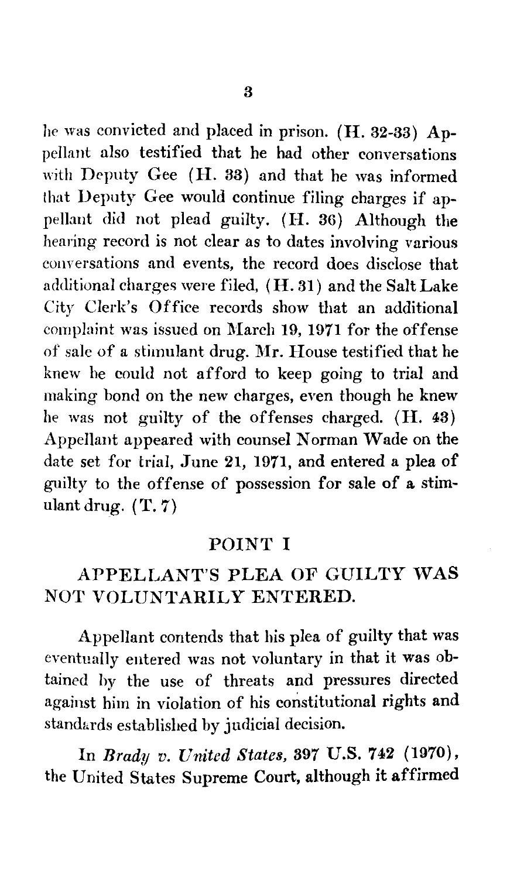he was convicted and placed in prison. (H. 32-33) Appellant also testified that he had other conversations with Deputy Gee (H. 33) and that he was informed that Deputy Gee would continue filing charges if appellant did not plead guilty. (H. 36) Although the hearing record is not clear as to dates involving various conversations and events, the record does disclose that additional charges were filed, (H. 31) and the Salt Lake City Clerk's Office records show that an additional complaint was issued on March 19, 1971 for the offense of sale of a stimulant drug. Mr. House testified that he knew he could not afford to keep going to trial and making bond on the new charges, even though he knew he was not guilty of the offenses charged. (H. 43) Appellant appeared with counsel Norman Wade on the date set for trial, June 21, 1971, and entered a plea of guilty to the offense of possession for sale of a stimulant drug. (T. 7)

## POINT I

## APPELLANT'S PLEA OF GUILTY WAS NOT VOLUNTARILY ENTERED.

Appellant contends that his plea of guilty that was eventually entered was not voluntary in that it was obtained by the use of threats and pressures directed against him in violation of his constitutional rights and standards established by judicial decision.

In *Brady v. United States*, 397 U.S. 742 (1970), the United States Supreme Court, although it affirmed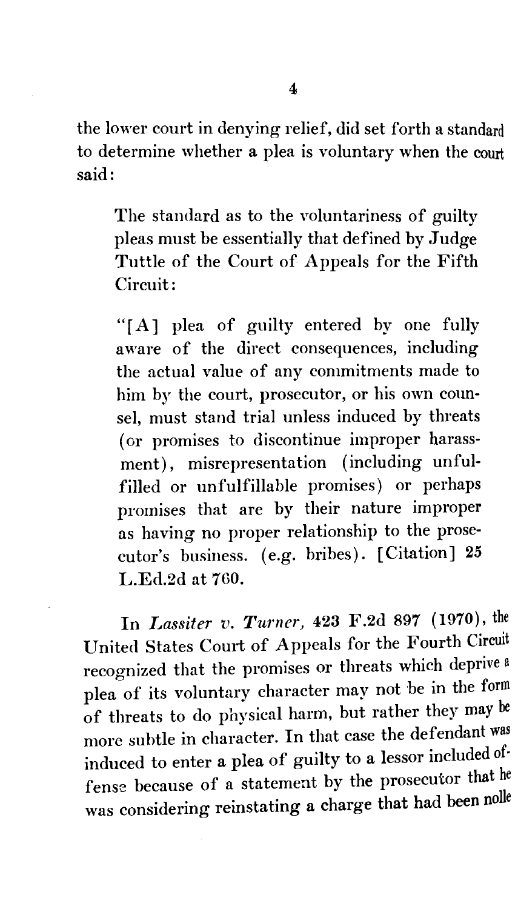the lower court in denying relief, did set forth a standard to determine whether a plea is voluntary when the court said:

> The standard as to the voluntariness of guilty pleas must be essentially that defined by Judge Tuttle of the Court of Appeals for the Fifth Circuit:
>
> "[A] plea of guilty entered by one fully aware of the direct consequences, including the actual value of any commitments made to him by the court, prosecutor, or his own counsel, must stand trial unless induced by threats (or promises to discontinue improper harassment), misrepresentation (including unfulfilled or unfulfillable promises) or perhaps promises that are by their nature improper as having no proper relationship to the prosecutor's business. (e.g. bribes). [Citation] **25 L.Ed.2d at 760.**

In *Lassiter v. Turner,* 423 F.2d 897 (1970), the United States Court of Appeals for the Fourth Circuit recognized that the promises or threats which deprive a plea of its voluntary character may not be in the form of threats to do physical harm, but rather they may be more subtle in character. In that case the defendant was induced to enter a plea of guilty to a lessor included offense because of a statement by the prosecutor that he was considering reinstating a charge that had been nolle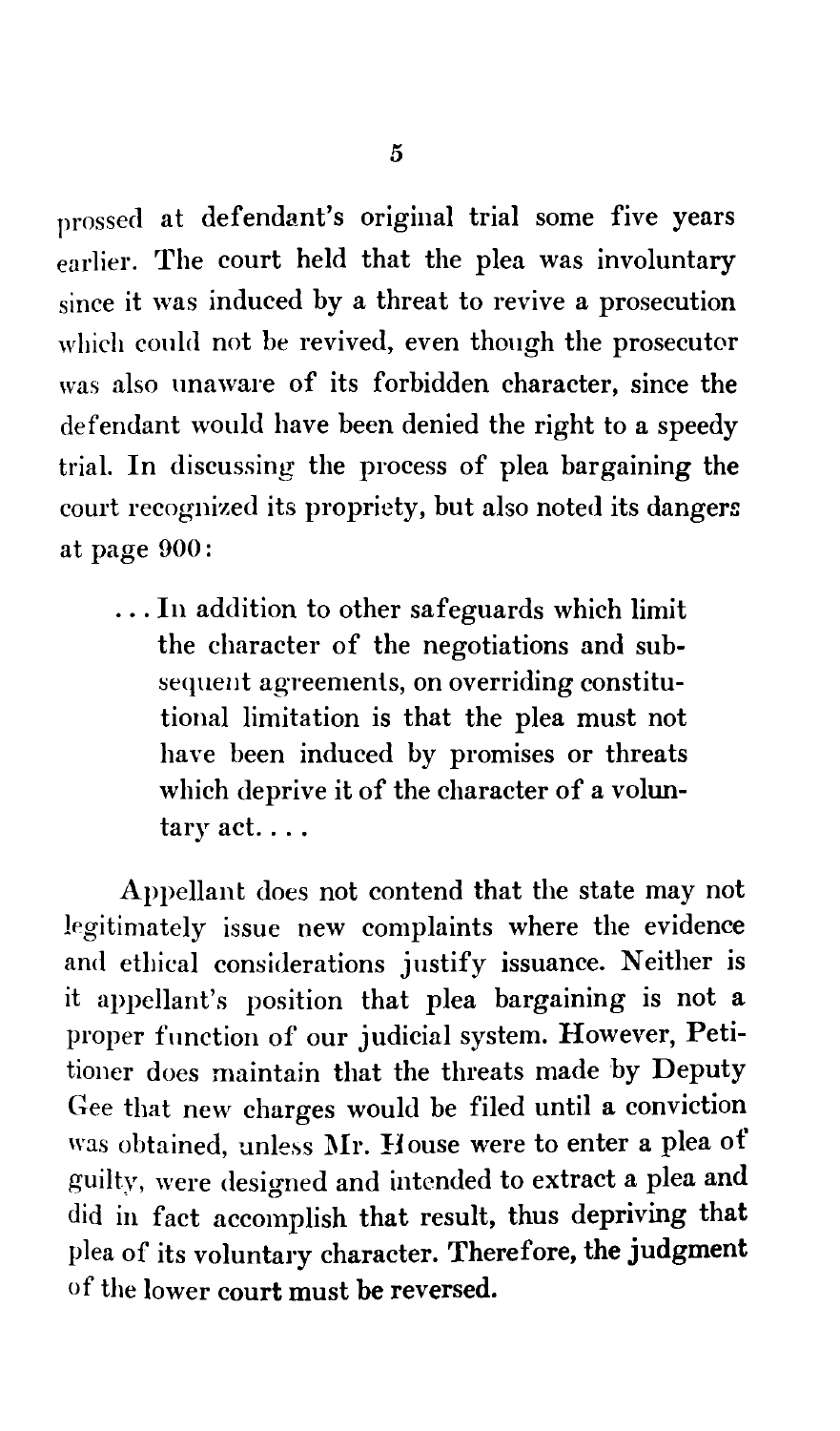prossed at defendant's original trial some five years earlier. The court held that the plea was involuntary since it was induced by a threat to revive a prosecution which could not be revived, even though the prosecutor was also unaware of its forbidden character, since the defendant would have been denied the right to a speedy trial. In discussing the process of plea bargaining the court recognized its propriety, but also noted its dangers at page 900:

> . . . In addition to other safeguards which limit the character of the negotiations and subsequent agreements, on overriding constitutional limitation is that the plea must not have been induced by promises or threats which deprive it of the character of a voluntary act. . . .

Appellant does not contend that the state may not legitimately issue new complaints where the evidence and ethical considerations justify issuance. Neither is it appellant's position that plea bargaining is not a proper function of our judicial system. However, Petitioner does maintain that the threats made by Deputy Gee that new charges would be filed until a conviction was obtained, unless Mr. House were to enter a plea of guilty, were designed and intended to extract a plea and did in fact accomplish that result, thus depriving that plea of its voluntary character. **Therefore, the judgment of the lower court must be reversed.**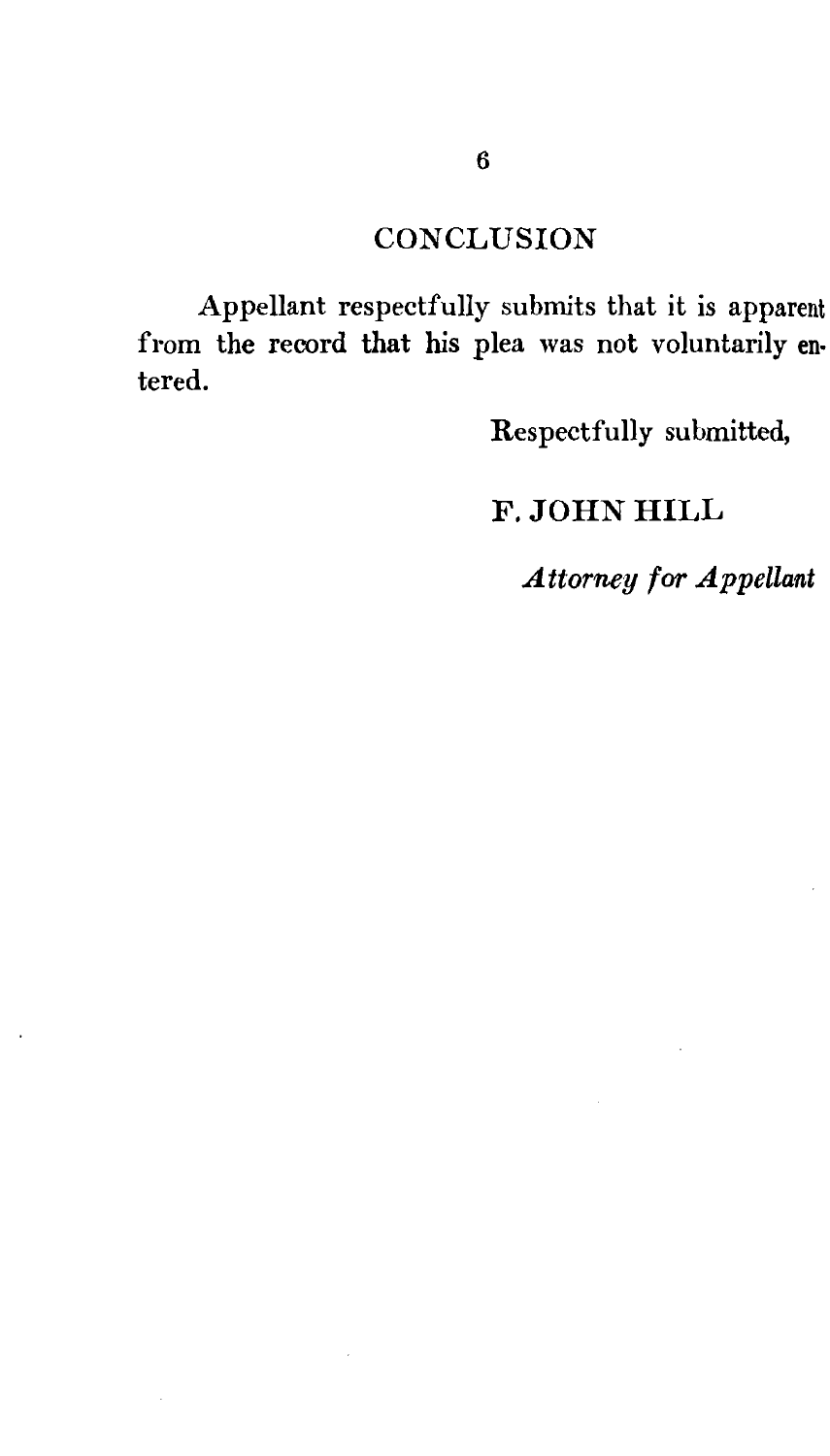## CONCLUSION

Appellant respectfully submits that it is apparent from the record that his plea was not voluntarily entered.

Respectfully submitted,

F. JOHN HILL

*Attorney for Appellant*